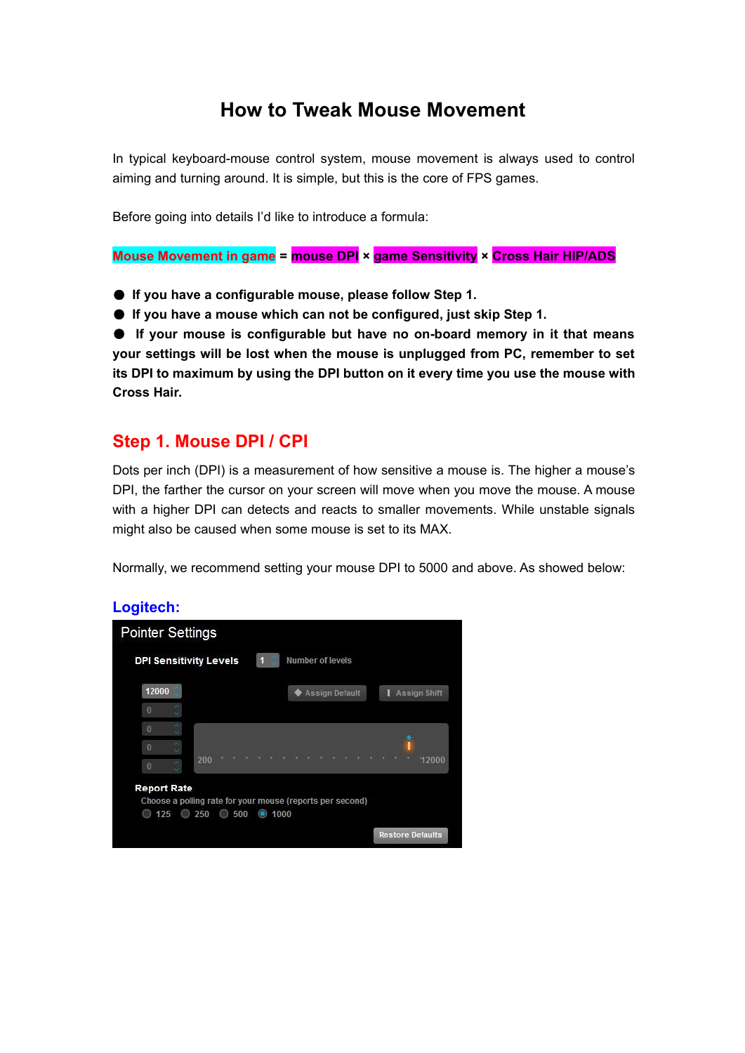# How to Tweak Mouse Movement

In typical keyboard-mouse control system, mouse movement is always used to control aiming and turning around. It is simple, but this is the core of FPS games.

Before going into details I'd like to introduce a formula:

**Mouse Movement in game = mouse DPI × game Sensitivity × Cross Hair HIP/ADS**

- **If you have a configurable mouse, please follow Step 1.**
- **If you have a mouse which can not be configured, just skip Step 1.**
- **If your mouse is configurable but have no on-board memory in it that means your settings will be lost when the mouse is unplugged from PC, remember to set its DPI to maximum by using the DPI button on it every time you use the mouse with Cross Hair.**

## Step 1. Mouse DPI / CPI

Dots per inch (DPI) is a measurement of how sensitive a mouse is. The higher a mouse's DPI, the farther the cursor on your screen will move when you move the mouse. A mouse with a higher DPI can detects and reacts to smaller movements. While unstable signals might also be caused when some mouse is set to its MAX.

Normally, we recommend setting your mouse DPI to 5000 and above. As showed below:

### Logitech: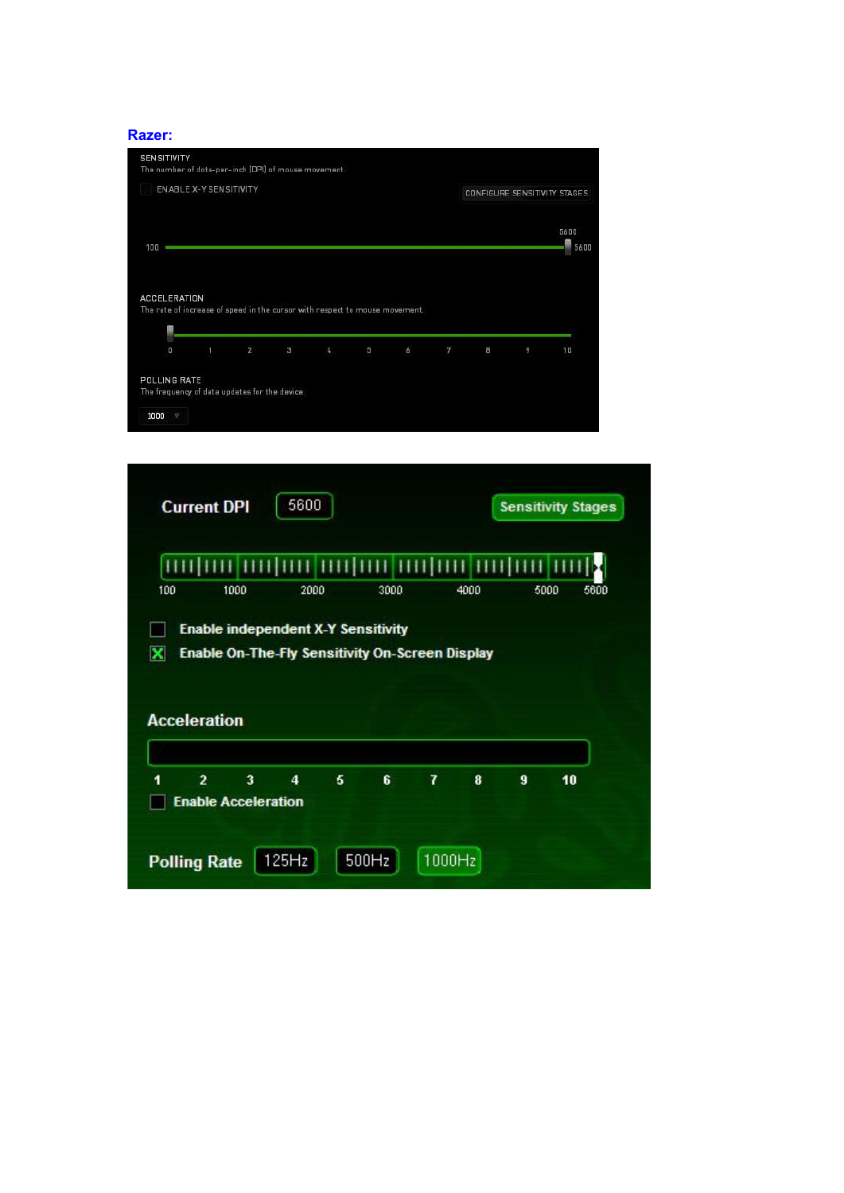**Razer:**

SENSITIVITY

The number of dots-per-inch (DPI) of mouse movement.

ENABLE X-Y SENSITIVITY

CONFIGURE SENSITIVITY STAGES

100 — 5600 — 5600

ACCELERATION

The rate of increase of speed in the cursor with respect to mouse movement.

0 1 2 3 4 5 6 7 8 9 10

POLLING RATE

The frequency of data updates for the device.

1000

Current DPI 5600

Sensitivity Stages

100 1000 2000 3000 4000 5000 5600

Enable independent X-Y Sensitivity

Enable On-The-Fly Sensitivity On-Screen Display

Acceleration

1 2 3 4 5 6 7 8 9 10

Enable Acceleration

Polling Rate 125Hz 500Hz 1000Hz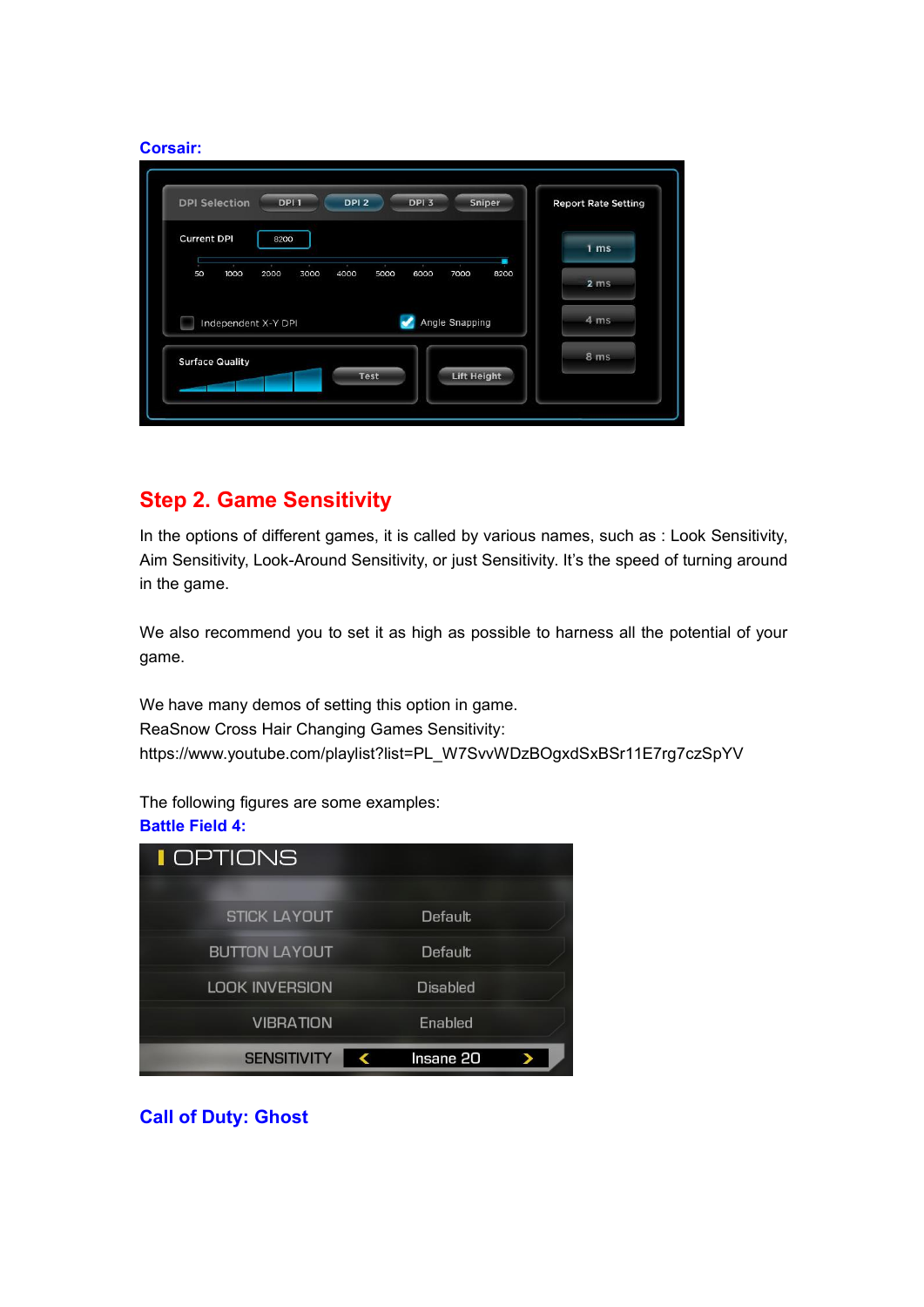**Corsair:**

## Step 2. Game Sensitivity

In the options of different games, it is called by various names, such as : Look Sensitivity, Aim Sensitivity, Look-Around Sensitivity, or just Sensitivity. It's the speed of turning around in the game.

We also recommend you to set it as high as possible to harness all the potential of your game.

We have many demos of setting this option in game.
ReaSnow Cross Hair Changing Games Sensitivity:
https://www.youtube.com/playlist?list=PL_W7SvvWDzBOgxdSxBSr11E7rg7czSpYV

The following figures are some examples:

**Battle Field 4:**

**Call of Duty: Ghost**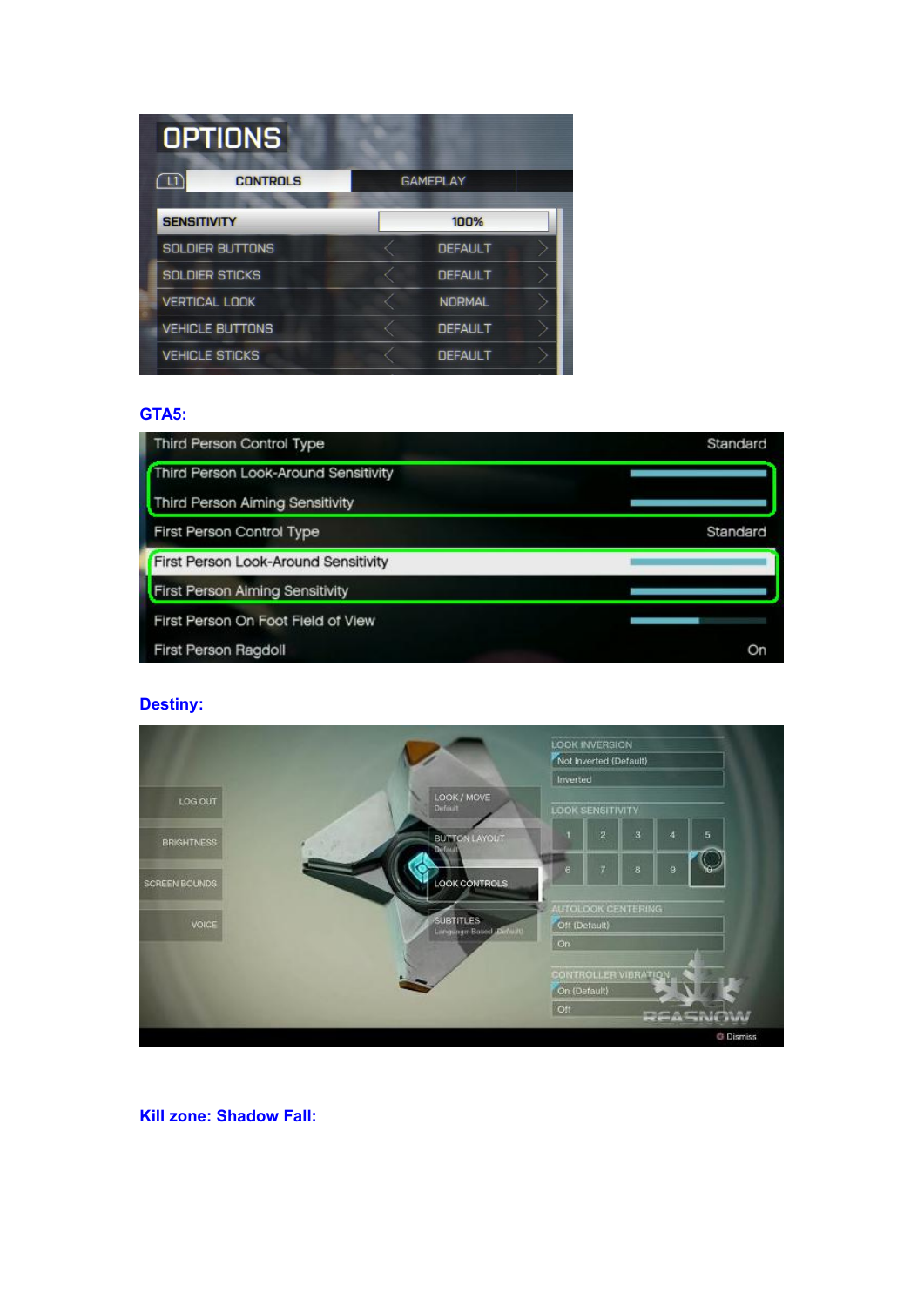**GTA5:**

**Destiny:**

**Kill zone: Shadow Fall:**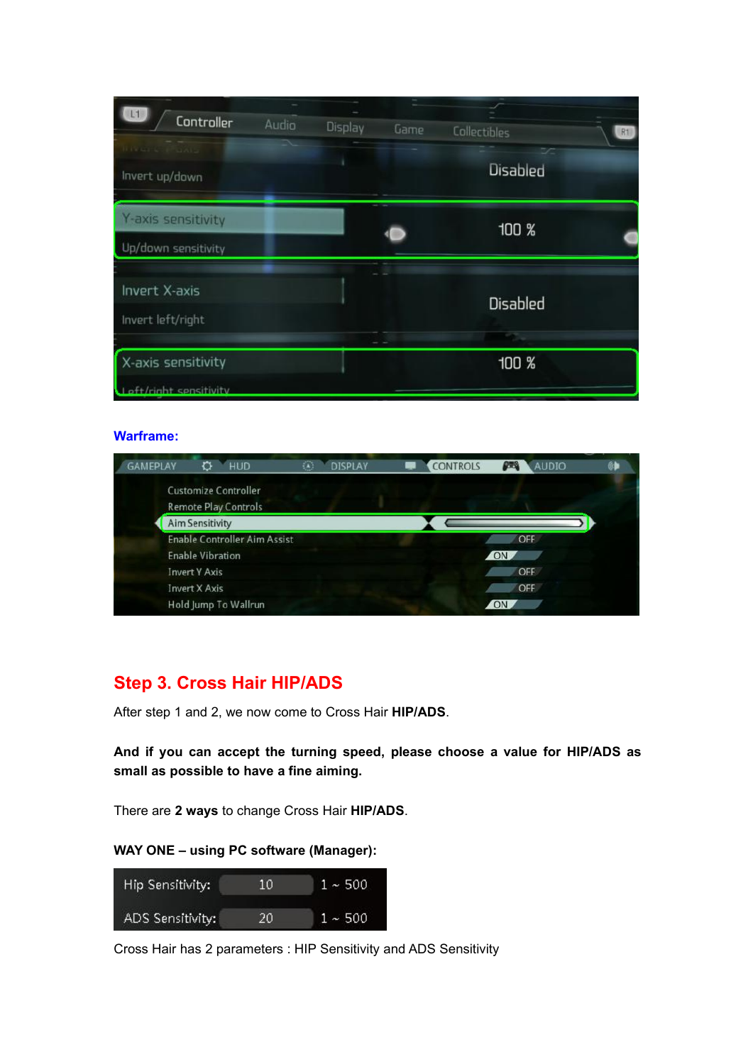**Warframe:**

## Step 3. Cross Hair HIP/ADS

After step 1 and 2, we now come to Cross Hair **HIP/ADS**.

**And if you can accept the turning speed, please choose a value for HIP/ADS as small as possible to have a fine aiming.**

There are **2 ways** to change Cross Hair **HIP/ADS**.

**WAY ONE – using PC software (Manager):**

Cross Hair has 2 parameters : HIP Sensitivity and ADS Sensitivity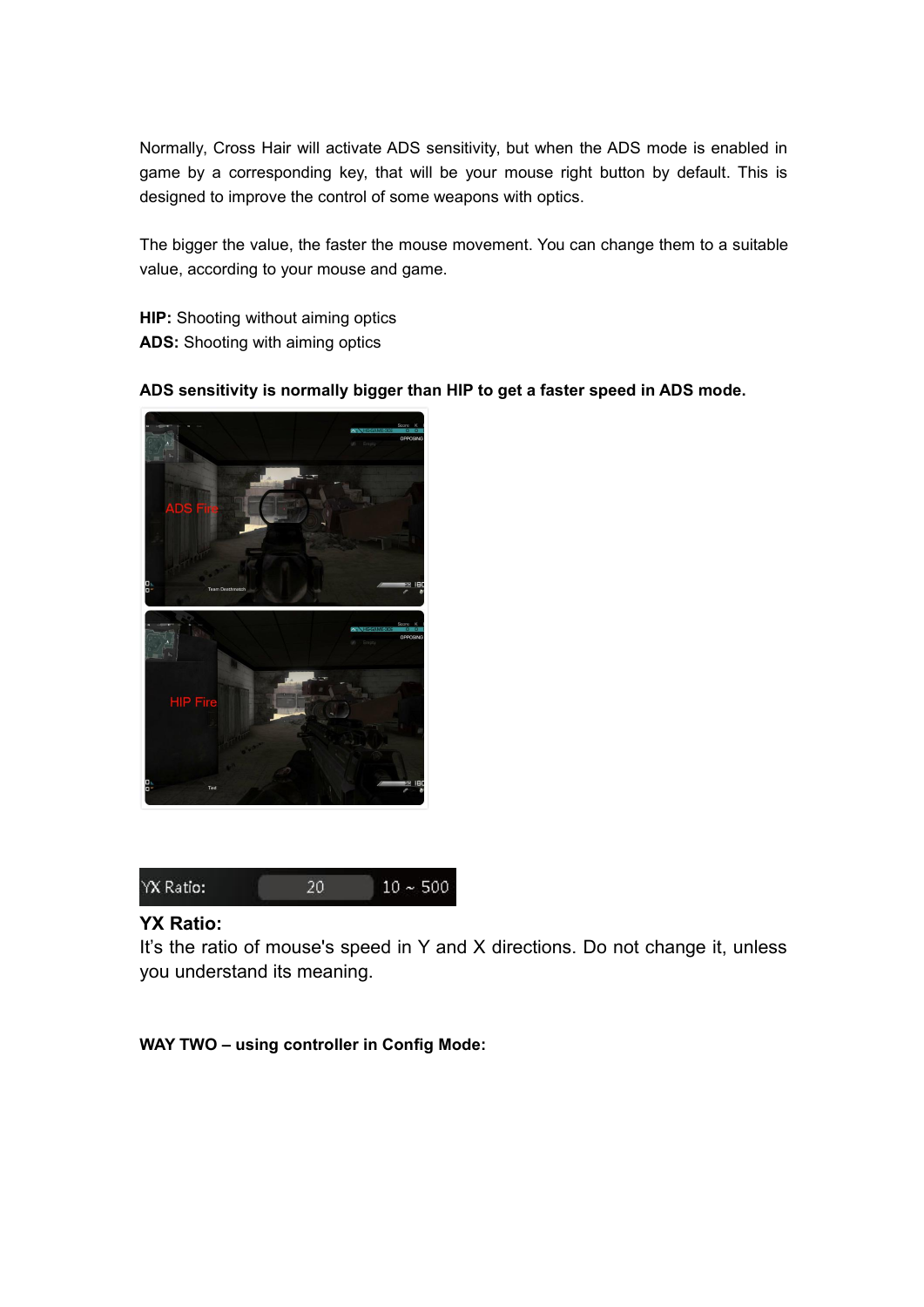Normally, Cross Hair will activate ADS sensitivity, but when the ADS mode is enabled in game by a corresponding key, that will be your mouse right button by default. This is designed to improve the control of some weapons with optics.

The bigger the value, the faster the mouse movement. You can change them to a suitable value, according to your mouse and game.

**HIP:** Shooting without aiming optics
**ADS:** Shooting with aiming optics

**ADS sensitivity is normally bigger than HIP to get a faster speed in ADS mode.**

**YX Ratio:**
It's the ratio of mouse's speed in Y and X directions. Do not change it, unless you understand its meaning.

**WAY TWO – using controller in Config Mode:**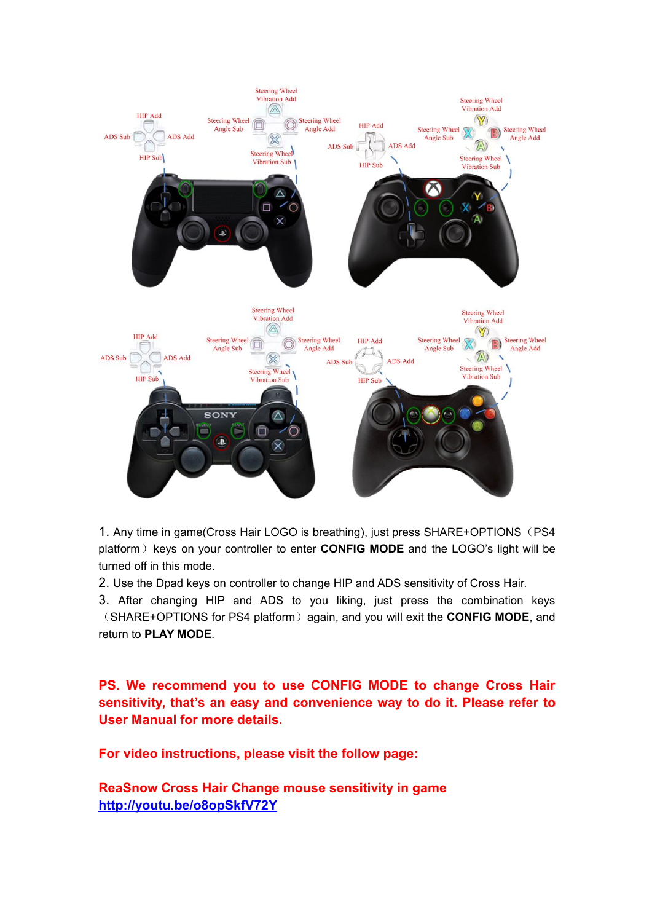1. Any time in game(Cross Hair LOGO is breathing), just press SHARE+OPTIONS（PS4 platform） keys on your controller to enter **CONFIG MODE** and the LOGO's light will be turned off in this mode.
2. Use the Dpad keys on controller to change HIP and ADS sensitivity of Cross Hair.
3. After changing HIP and ADS to you liking, just press the combination keys （SHARE+OPTIONS for PS4 platform） again, and you will exit the **CONFIG MODE**, and return to **PLAY MODE**.

**PS. We recommend you to use CONFIG MODE to change Cross Hair sensitivity, that's an easy and convenience way to do it. Please refer to User Manual for more details.**

**For video instructions, please visit the follow page:**

**ReaSnow Cross Hair Change mouse sensitivity in game**
**http://youtu.be/o8opSkfV72Y**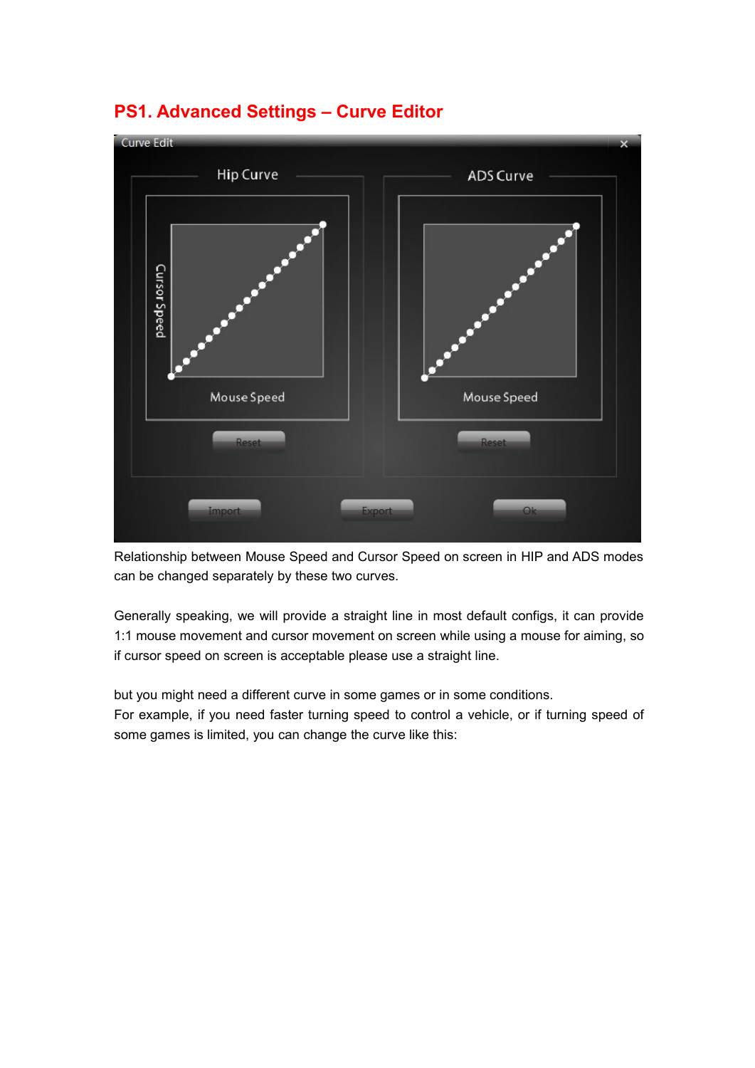## PS1. Advanced Settings – Curve Editor

Relationship between Mouse Speed and Cursor Speed on screen in HIP and ADS modes can be changed separately by these two curves.

Generally speaking, we will provide a straight line in most default configs, it can provide 1:1 mouse movement and cursor movement on screen while using a mouse for aiming, so if cursor speed on screen is acceptable please use a straight line.

but you might need a different curve in some games or in some conditions.
For example, if you need faster turning speed to control a vehicle, or if turning speed of some games is limited, you can change the curve like this: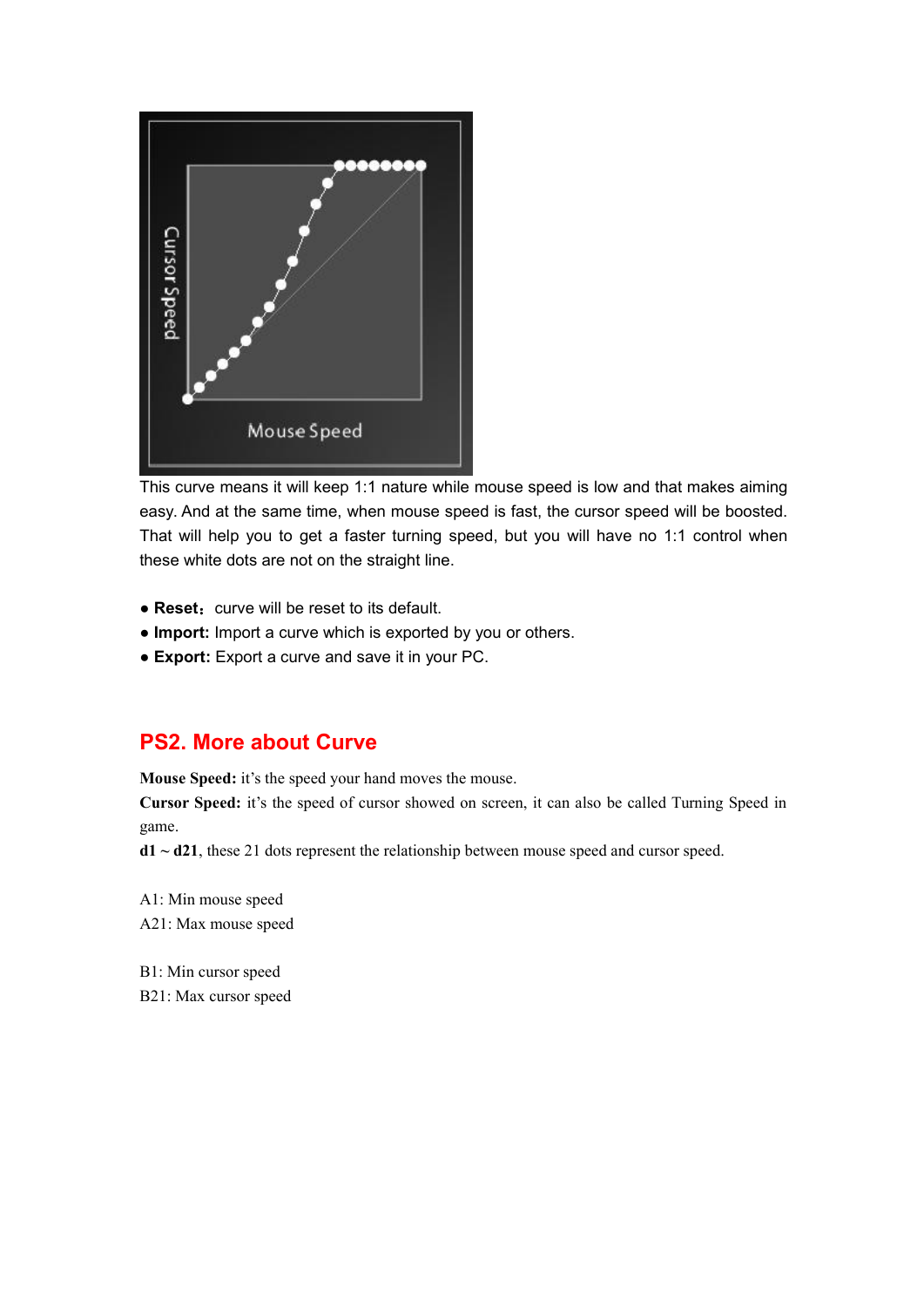This curve means it will keep 1:1 nature while mouse speed is low and that makes aiming easy. And at the same time, when mouse speed is fast, the cursor speed will be boosted. That will help you to get a faster turning speed, but you will have no 1:1 control when these white dots are not on the straight line.

- **Reset：** curve will be reset to its default.
- **Import:** Import a curve which is exported by you or others.
- **Export:** Export a curve and save it in your PC.

## PS2. More about Curve

**Mouse Speed:** it's the speed your hand moves the mouse.
**Cursor Speed:** it's the speed of cursor showed on screen, it can also be called Turning Speed in game.
**d1 ~ d21**, these 21 dots represent the relationship between mouse speed and cursor speed.

A1: Min mouse speed
A21: Max mouse speed

B1: Min cursor speed
B21: Max cursor speed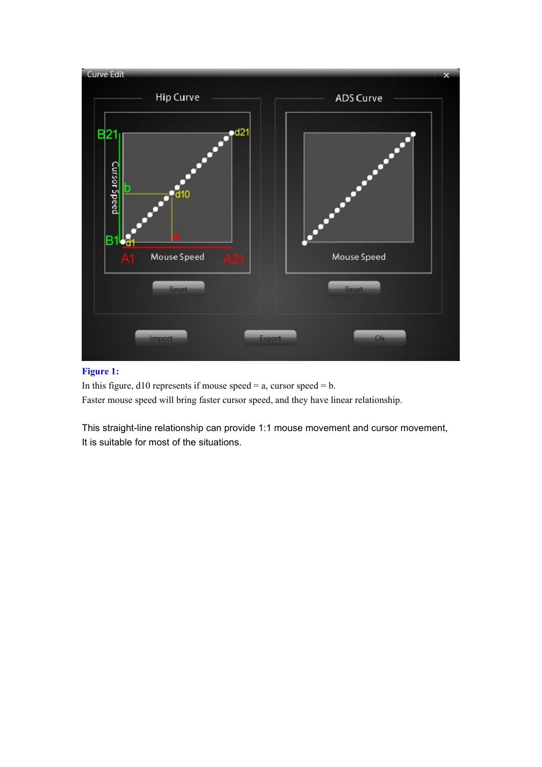**Figure 1:**

In this figure, d10 represents if mouse speed = a, cursor speed = b.

Faster mouse speed will bring faster cursor speed, and they have linear relationship.

This straight-line relationship can provide 1:1 mouse movement and cursor movement, It is suitable for most of the situations.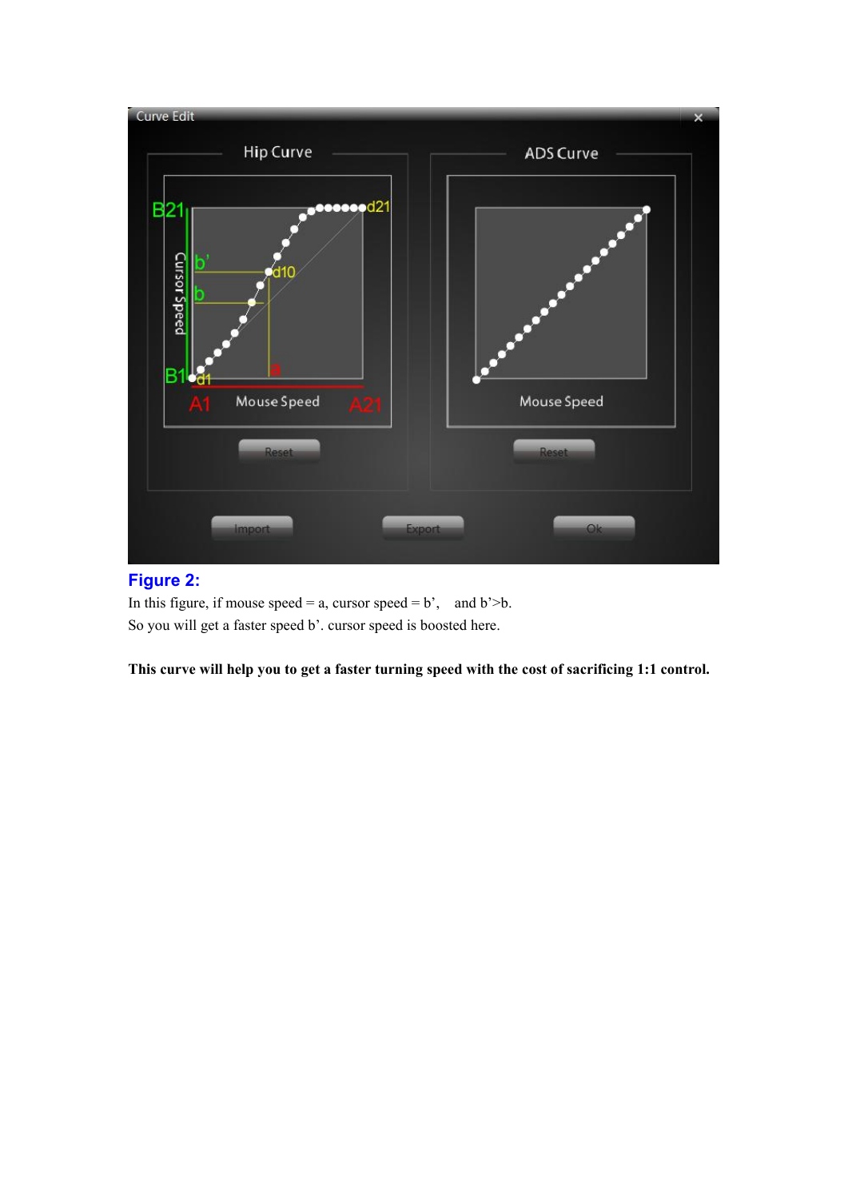**Figure 2:**

In this figure, if mouse speed = a, cursor speed = b', and b'>b.

So you will get a faster speed b'. cursor speed is boosted here.

**This curve will help you to get a faster turning speed with the cost of sacrificing 1:1 control.**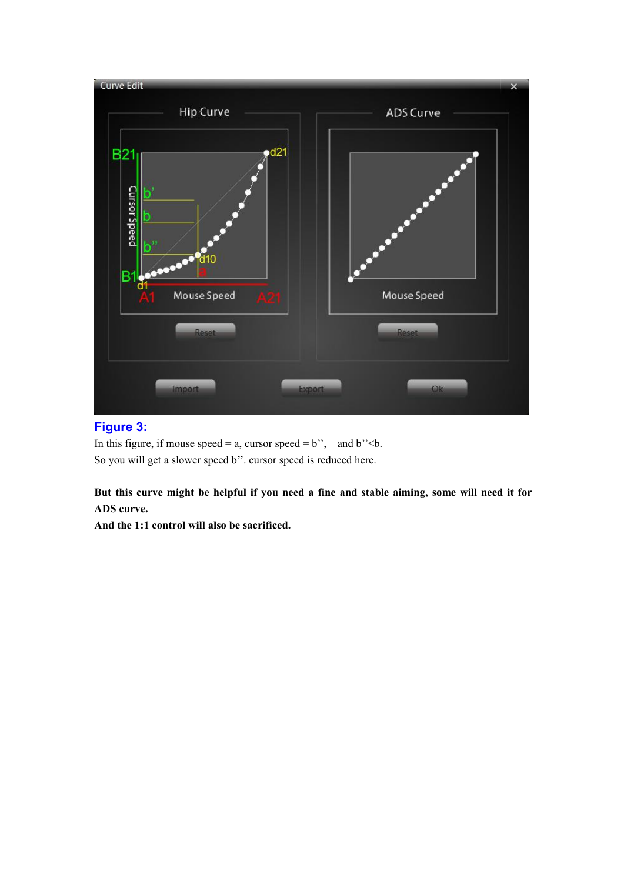Curve Edit

Hip Curve

B21

Cursor Speed

b'

b

b''

B1

d1

d10

d21

a

A1

Mouse Speed

A21

ADS Curve

Mouse Speed

Reset

Reset

Import

Export

Ok

**Figure 3:**

In this figure, if mouse speed = a, cursor speed = b'', and b''<b.

So you will get a slower speed b''. cursor speed is reduced here.

**But this curve might be helpful if you need a fine and stable aiming, some will need it for ADS curve.**

**And the 1:1 control will also be sacrificed.**